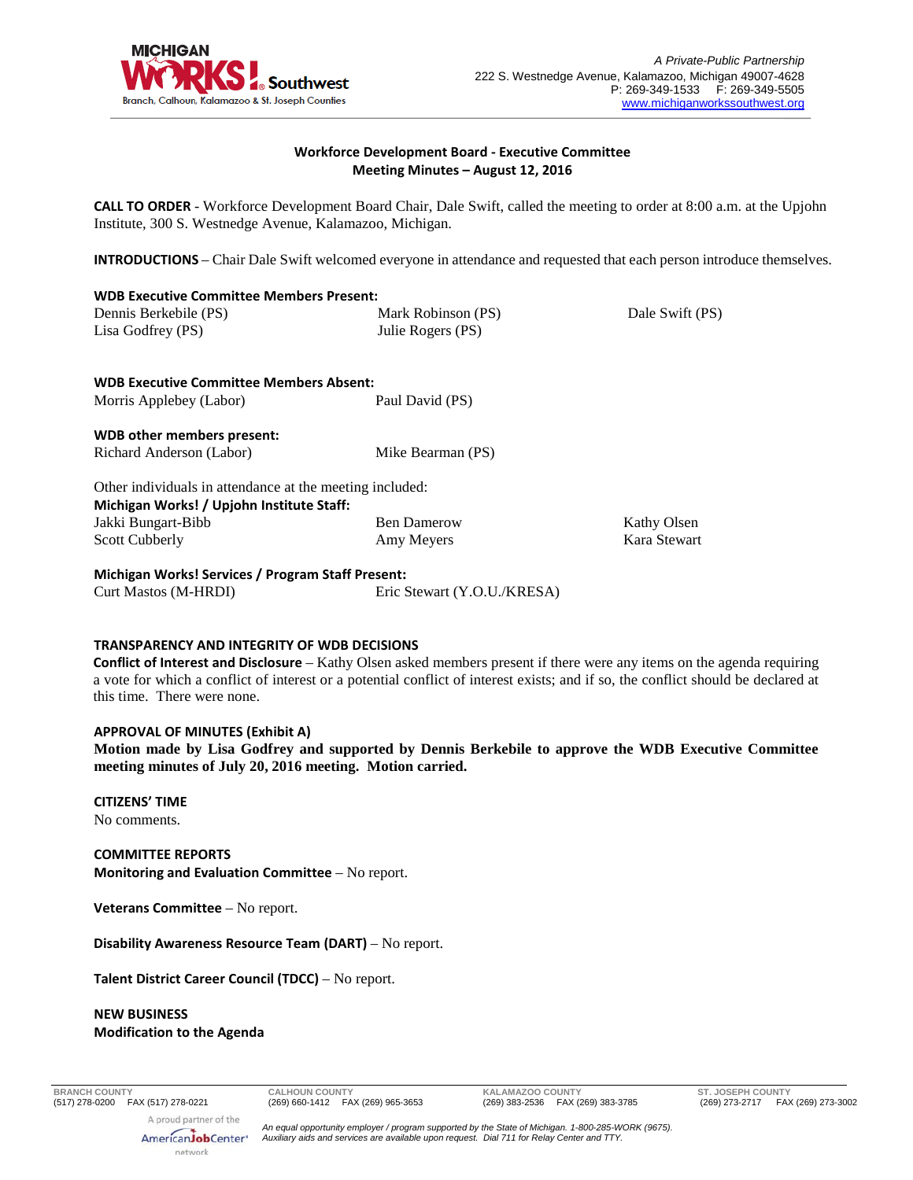MICHIGAN WORKS! Southwest
Branch, Calhoun, Kalamazoo & St. Joseph Counties

*A Private-Public Partnership*
222 S. Westnedge Avenue, Kalamazoo, Michigan 49007-4628
P: 269-349-1533 F: 269-349-5505
www.michiganworkssouthwest.org

**Workforce Development Board - Executive Committee**
**Meeting Minutes – August 12, 2016**

**CALL TO ORDER** - Workforce Development Board Chair, Dale Swift, called the meeting to order at 8:00 a.m. at the Upjohn Institute, 300 S. Westnedge Avenue, Kalamazoo, Michigan.

**INTRODUCTIONS** – Chair Dale Swift welcomed everyone in attendance and requested that each person introduce themselves.

**WDB Executive Committee Members Present:**

Dennis Berkebile (PS)
Lisa Godfrey (PS)
Mark Robinson (PS)
Julie Rogers (PS)
Dale Swift (PS)

**WDB Executive Committee Members Absent:**

Morris Applebey (Labor)
Paul David (PS)

**WDB other members present:**

Richard Anderson (Labor)
Mike Bearman (PS)

Other individuals in attendance at the meeting included:

**Michigan Works! / Upjohn Institute Staff:**

Jakki Bungart-Bibb
Scott Cubberly
Ben Damerow
Amy Meyers
Kathy Olsen
Kara Stewart

**Michigan Works! Services / Program Staff Present:**

Curt Mastos (M-HRDI)
Eric Stewart (Y.O.U./KRESA)

**TRANSPARENCY AND INTEGRITY OF WDB DECISIONS**

**Conflict of Interest and Disclosure** – Kathy Olsen asked members present if there were any items on the agenda requiring a vote for which a conflict of interest or a potential conflict of interest exists; and if so, the conflict should be declared at this time. There were none.

**APPROVAL OF MINUTES (Exhibit A)**

**Motion made by Lisa Godfrey and supported by Dennis Berkebile to approve the WDB Executive Committee meeting minutes of July 20, 2016 meeting. Motion carried.**

**CITIZENS' TIME**

No comments.

**COMMITTEE REPORTS**

**Monitoring and Evaluation Committee** – No report.

**Veterans Committee** – No report.

**Disability Awareness Resource Team (DART)** – No report.

**Talent District Career Council (TDCC)** – No report.

**NEW BUSINESS**

**Modification to the Agenda**

BRANCH COUNTY (517) 278-0200 FAX (517) 278-0221 | CALHOUN COUNTY (269) 660-1412 FAX (269) 965-3653 | KALAMAZOO COUNTY (269) 383-2536 FAX (269) 383-3785 | ST. JOSEPH COUNTY (269) 273-2717 FAX (269) 273-3002

A proud partner of the AmericanJobCenter network

*An equal opportunity employer / program supported by the State of Michigan. 1-800-285-WORK (9675). Auxiliary aids and services are available upon request. Dial 711 for Relay Center and TTY.*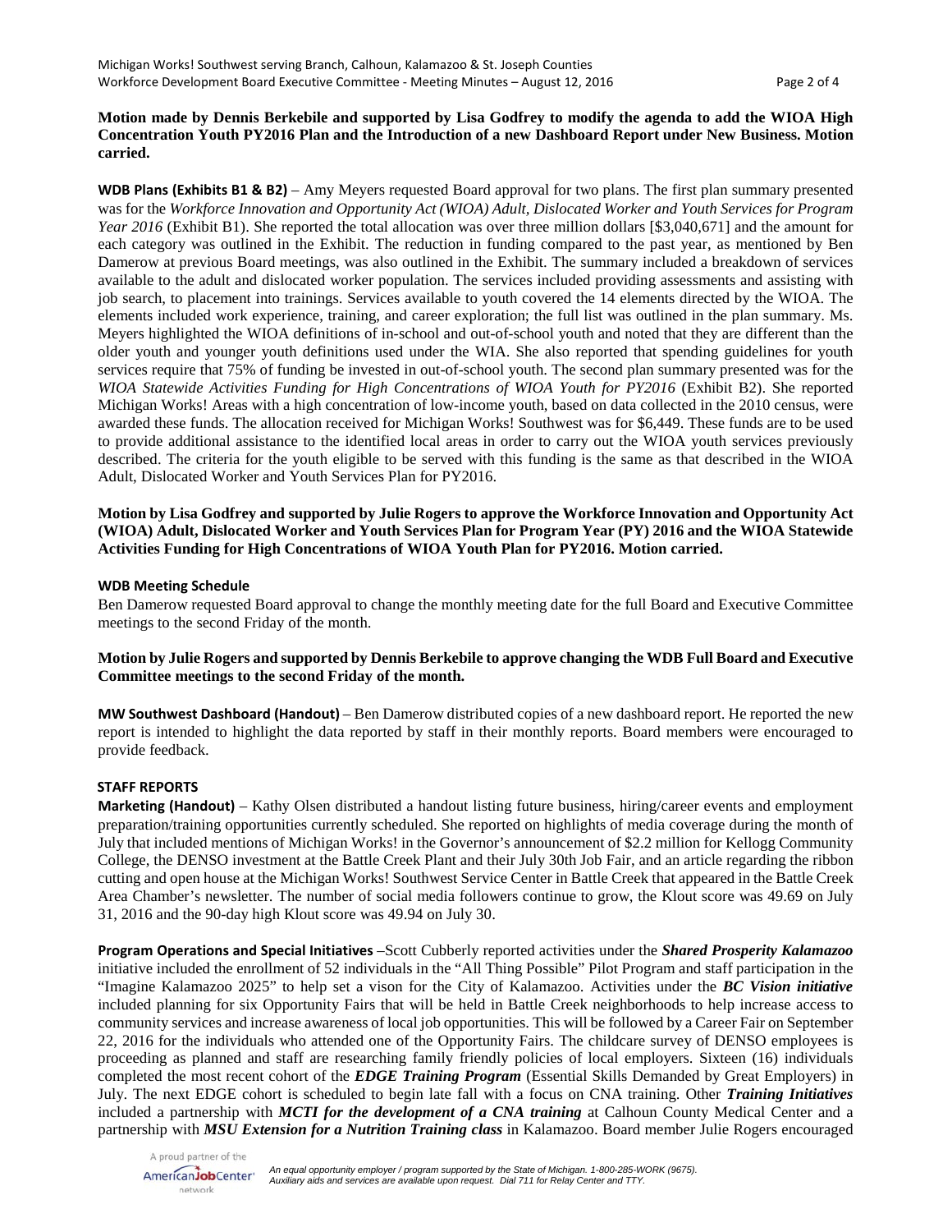**Motion made by Dennis Berkebile and supported by Lisa Godfrey to modify the agenda to add the WIOA High Concentration Youth PY2016 Plan and the Introduction of a new Dashboard Report under New Business. Motion carried.**

**WDB Plans (Exhibits B1 & B2)** – Amy Meyers requested Board approval for two plans. The first plan summary presented was for the *Workforce Innovation and Opportunity Act (WIOA) Adult, Dislocated Worker and Youth Services for Program Year 2016* (Exhibit B1). She reported the total allocation was over three million dollars [$3,040,671] and the amount for each category was outlined in the Exhibit. The reduction in funding compared to the past year, as mentioned by Ben Damerow at previous Board meetings, was also outlined in the Exhibit. The summary included a breakdown of services available to the adult and dislocated worker population. The services included providing assessments and assisting with job search, to placement into trainings. Services available to youth covered the 14 elements directed by the WIOA. The elements included work experience, training, and career exploration; the full list was outlined in the plan summary. Ms. Meyers highlighted the WIOA definitions of in-school and out-of-school youth and noted that they are different than the older youth and younger youth definitions used under the WIA. She also reported that spending guidelines for youth services require that 75% of funding be invested in out-of-school youth. The second plan summary presented was for the *WIOA Statewide Activities Funding for High Concentrations of WIOA Youth for PY2016* (Exhibit B2). She reported Michigan Works! Areas with a high concentration of low-income youth, based on data collected in the 2010 census, were awarded these funds. The allocation received for Michigan Works! Southwest was for $6,449. These funds are to be used to provide additional assistance to the identified local areas in order to carry out the WIOA youth services previously described. The criteria for the youth eligible to be served with this funding is the same as that described in the WIOA Adult, Dislocated Worker and Youth Services Plan for PY2016.

**Motion by Lisa Godfrey and supported by Julie Rogers to approve the Workforce Innovation and Opportunity Act (WIOA) Adult, Dislocated Worker and Youth Services Plan for Program Year (PY) 2016 and the WIOA Statewide Activities Funding for High Concentrations of WIOA Youth Plan for PY2016. Motion carried.**

**WDB Meeting Schedule**

Ben Damerow requested Board approval to change the monthly meeting date for the full Board and Executive Committee meetings to the second Friday of the month.

**Motion by Julie Rogers and supported by Dennis Berkebile to approve changing the WDB Full Board and Executive Committee meetings to the second Friday of the month.**

**MW Southwest Dashboard (Handout)** – Ben Damerow distributed copies of a new dashboard report. He reported the new report is intended to highlight the data reported by staff in their monthly reports. Board members were encouraged to provide feedback.

## STAFF REPORTS

**Marketing (Handout)** – Kathy Olsen distributed a handout listing future business, hiring/career events and employment preparation/training opportunities currently scheduled. She reported on highlights of media coverage during the month of July that included mentions of Michigan Works! in the Governor's announcement of $2.2 million for Kellogg Community College, the DENSO investment at the Battle Creek Plant and their July 30th Job Fair, and an article regarding the ribbon cutting and open house at the Michigan Works! Southwest Service Center in Battle Creek that appeared in the Battle Creek Area Chamber's newsletter. The number of social media followers continue to grow, the Klout score was 49.69 on July 31, 2016 and the 90-day high Klout score was 49.94 on July 30.

**Program Operations and Special Initiatives** –Scott Cubberly reported activities under the ***Shared Prosperity Kalamazoo*** initiative included the enrollment of 52 individuals in the "All Thing Possible" Pilot Program and staff participation in the "Imagine Kalamazoo 2025" to help set a vison for the City of Kalamazoo. Activities under the ***BC Vision initiative*** included planning for six Opportunity Fairs that will be held in Battle Creek neighborhoods to help increase access to community services and increase awareness of local job opportunities. This will be followed by a Career Fair on September 22, 2016 for the individuals who attended one of the Opportunity Fairs. The childcare survey of DENSO employees is proceeding as planned and staff are researching family friendly policies of local employers. Sixteen (16) individuals completed the most recent cohort of the ***EDGE Training Program*** (Essential Skills Demanded by Great Employers) in July. The next EDGE cohort is scheduled to begin late fall with a focus on CNA training. Other ***Training Initiatives*** included a partnership with ***MCTI for the development of a CNA training*** at Calhoun County Medical Center and a partnership with ***MSU Extension for a Nutrition Training class*** in Kalamazoo. Board member Julie Rogers encouraged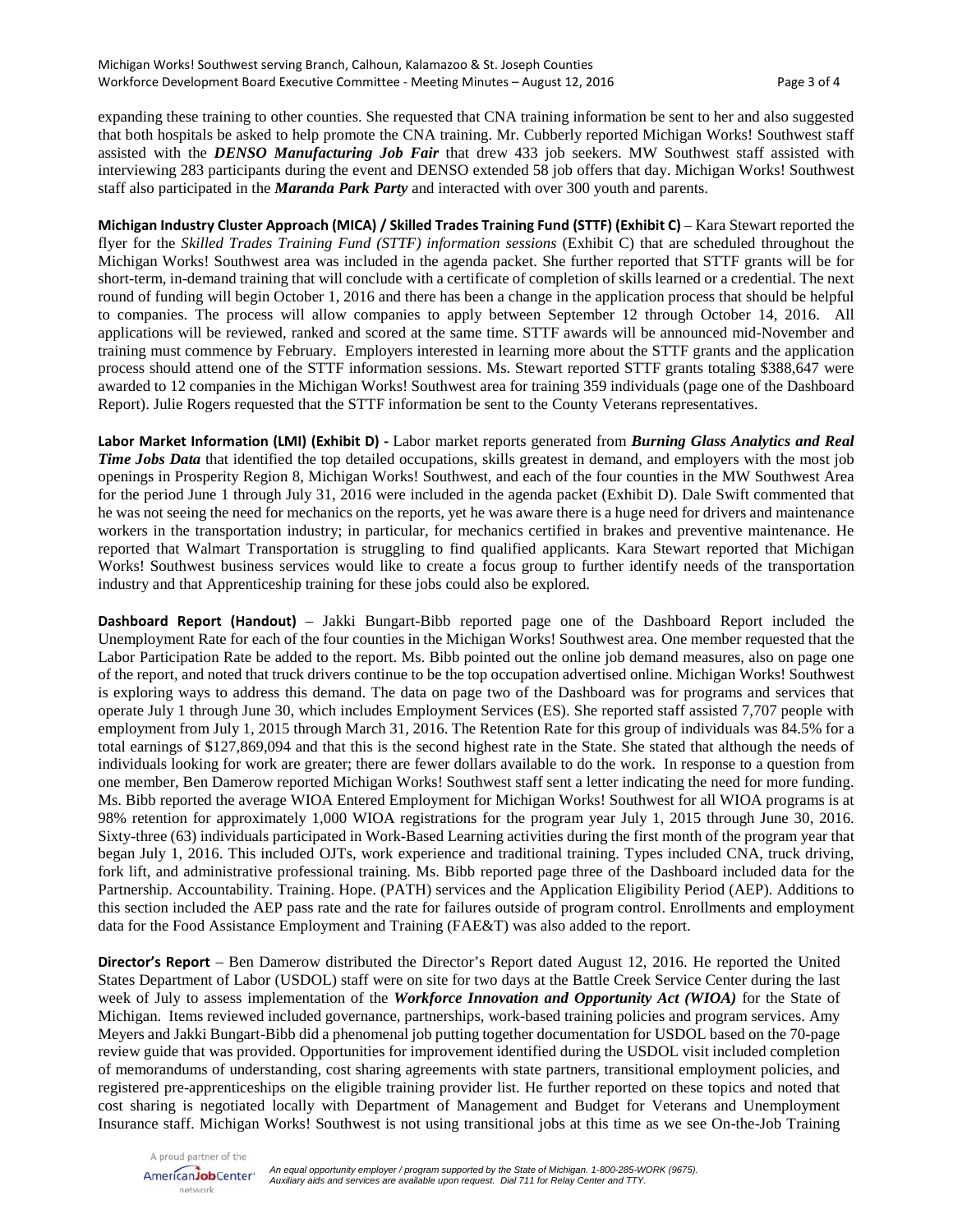expanding these training to other counties. She requested that CNA training information be sent to her and also suggested that both hospitals be asked to help promote the CNA training. Mr. Cubberly reported Michigan Works! Southwest staff assisted with the ***DENSO Manufacturing Job Fair*** that drew 433 job seekers. MW Southwest staff assisted with interviewing 283 participants during the event and DENSO extended 58 job offers that day. Michigan Works! Southwest staff also participated in the ***Maranda Park Party*** and interacted with over 300 youth and parents.

**Michigan Industry Cluster Approach (MICA) / Skilled Trades Training Fund (STTF) (Exhibit C)** – Kara Stewart reported the flyer for the *Skilled Trades Training Fund (STTF) information sessions* (Exhibit C) that are scheduled throughout the Michigan Works! Southwest area was included in the agenda packet. She further reported that STTF grants will be for short-term, in-demand training that will conclude with a certificate of completion of skills learned or a credential. The next round of funding will begin October 1, 2016 and there has been a change in the application process that should be helpful to companies. The process will allow companies to apply between September 12 through October 14, 2016. All applications will be reviewed, ranked and scored at the same time. STTF awards will be announced mid-November and training must commence by February. Employers interested in learning more about the STTF grants and the application process should attend one of the STTF information sessions. Ms. Stewart reported STTF grants totaling $388,647 were awarded to 12 companies in the Michigan Works! Southwest area for training 359 individuals (page one of the Dashboard Report). Julie Rogers requested that the STTF information be sent to the County Veterans representatives.

**Labor Market Information (LMI) (Exhibit D) -** Labor market reports generated from ***Burning Glass Analytics and Real Time Jobs Data*** that identified the top detailed occupations, skills greatest in demand, and employers with the most job openings in Prosperity Region 8, Michigan Works! Southwest, and each of the four counties in the MW Southwest Area for the period June 1 through July 31, 2016 were included in the agenda packet (Exhibit D). Dale Swift commented that he was not seeing the need for mechanics on the reports, yet he was aware there is a huge need for drivers and maintenance workers in the transportation industry; in particular, for mechanics certified in brakes and preventive maintenance. He reported that Walmart Transportation is struggling to find qualified applicants. Kara Stewart reported that Michigan Works! Southwest business services would like to create a focus group to further identify needs of the transportation industry and that Apprenticeship training for these jobs could also be explored.

**Dashboard Report (Handout)** – Jakki Bungart-Bibb reported page one of the Dashboard Report included the Unemployment Rate for each of the four counties in the Michigan Works! Southwest area. One member requested that the Labor Participation Rate be added to the report. Ms. Bibb pointed out the online job demand measures, also on page one of the report, and noted that truck drivers continue to be the top occupation advertised online. Michigan Works! Southwest is exploring ways to address this demand. The data on page two of the Dashboard was for programs and services that operate July 1 through June 30, which includes Employment Services (ES). She reported staff assisted 7,707 people with employment from July 1, 2015 through March 31, 2016. The Retention Rate for this group of individuals was 84.5% for a total earnings of $127,869,094 and that this is the second highest rate in the State. She stated that although the needs of individuals looking for work are greater; there are fewer dollars available to do the work. In response to a question from one member, Ben Damerow reported Michigan Works! Southwest staff sent a letter indicating the need for more funding. Ms. Bibb reported the average WIOA Entered Employment for Michigan Works! Southwest for all WIOA programs is at 98% retention for approximately 1,000 WIOA registrations for the program year July 1, 2015 through June 30, 2016. Sixty-three (63) individuals participated in Work-Based Learning activities during the first month of the program year that began July 1, 2016. This included OJTs, work experience and traditional training. Types included CNA, truck driving, fork lift, and administrative professional training. Ms. Bibb reported page three of the Dashboard included data for the Partnership. Accountability. Training. Hope. (PATH) services and the Application Eligibility Period (AEP). Additions to this section included the AEP pass rate and the rate for failures outside of program control. Enrollments and employment data for the Food Assistance Employment and Training (FAE&T) was also added to the report.

**Director's Report** – Ben Damerow distributed the Director's Report dated August 12, 2016. He reported the United States Department of Labor (USDOL) staff were on site for two days at the Battle Creek Service Center during the last week of July to assess implementation of the ***Workforce Innovation and Opportunity Act (WIOA)*** for the State of Michigan. Items reviewed included governance, partnerships, work-based training policies and program services. Amy Meyers and Jakki Bungart-Bibb did a phenomenal job putting together documentation for USDOL based on the 70-page review guide that was provided. Opportunities for improvement identified during the USDOL visit included completion of memorandums of understanding, cost sharing agreements with state partners, transitional employment policies, and registered pre-apprenticeships on the eligible training provider list. He further reported on these topics and noted that cost sharing is negotiated locally with Department of Management and Budget for Veterans and Unemployment Insurance staff. Michigan Works! Southwest is not using transitional jobs at this time as we see On-the-Job Training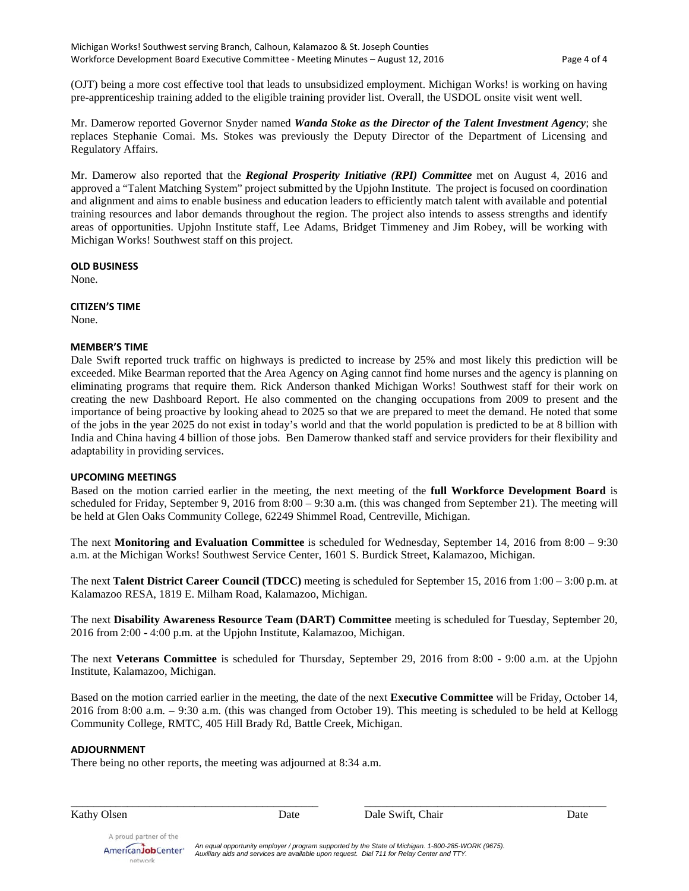(OJT) being a more cost effective tool that leads to unsubsidized employment. Michigan Works! is working on having pre-apprenticeship training added to the eligible training provider list. Overall, the USDOL onsite visit went well.

Mr. Damerow reported Governor Snyder named ***Wanda Stoke as the Director of the Talent Investment Agency***; she replaces Stephanie Comai. Ms. Stokes was previously the Deputy Director of the Department of Licensing and Regulatory Affairs.

Mr. Damerow also reported that the ***Regional Prosperity Initiative (RPI) Committee*** met on August 4, 2016 and approved a "Talent Matching System" project submitted by the Upjohn Institute. The project is focused on coordination and alignment and aims to enable business and education leaders to efficiently match talent with available and potential training resources and labor demands throughout the region. The project also intends to assess strengths and identify areas of opportunities. Upjohn Institute staff, Lee Adams, Bridget Timmeney and Jim Robey, will be working with Michigan Works! Southwest staff on this project.

**OLD BUSINESS**
None.

**CITIZEN'S TIME**
None.

**MEMBER'S TIME**
Dale Swift reported truck traffic on highways is predicted to increase by 25% and most likely this prediction will be exceeded. Mike Bearman reported that the Area Agency on Aging cannot find home nurses and the agency is planning on eliminating programs that require them. Rick Anderson thanked Michigan Works! Southwest staff for their work on creating the new Dashboard Report. He also commented on the changing occupations from 2009 to present and the importance of being proactive by looking ahead to 2025 so that we are prepared to meet the demand. He noted that some of the jobs in the year 2025 do not exist in today's world and that the world population is predicted to be at 8 billion with India and China having 4 billion of those jobs. Ben Damerow thanked staff and service providers for their flexibility and adaptability in providing services.

**UPCOMING MEETINGS**
Based on the motion carried earlier in the meeting, the next meeting of the **full Workforce Development Board** is scheduled for Friday, September 9, 2016 from 8:00 – 9:30 a.m. (this was changed from September 21). The meeting will be held at Glen Oaks Community College, 62249 Shimmel Road, Centreville, Michigan.

The next **Monitoring and Evaluation Committee** is scheduled for Wednesday, September 14, 2016 from 8:00 – 9:30 a.m. at the Michigan Works! Southwest Service Center, 1601 S. Burdick Street, Kalamazoo, Michigan.

The next **Talent District Career Council (TDCC)** meeting is scheduled for September 15, 2016 from 1:00 – 3:00 p.m. at Kalamazoo RESA, 1819 E. Milham Road, Kalamazoo, Michigan.

The next **Disability Awareness Resource Team (DART) Committee** meeting is scheduled for Tuesday, September 20, 2016 from 2:00 - 4:00 p.m. at the Upjohn Institute, Kalamazoo, Michigan.

The next **Veterans Committee** is scheduled for Thursday, September 29, 2016 from 8:00 - 9:00 a.m. at the Upjohn Institute, Kalamazoo, Michigan.

Based on the motion carried earlier in the meeting, the date of the next **Executive Committee** will be Friday, October 14, 2016 from 8:00 a.m. – 9:30 a.m. (this was changed from October 19). This meeting is scheduled to be held at Kellogg Community College, RMTC, 405 Hill Brady Rd, Battle Creek, Michigan.

**ADJOURNMENT**
There being no other reports, the meeting was adjourned at 8:34 a.m.

\_\_\_\_\_\_\_\_\_\_\_\_\_\_\_\_\_\_\_\_\_\_\_\_\_\_\_\_\_\_\_\_\_\_\_\_\_\_\_\_ \_\_\_\_\_\_\_\_\_\_\_\_\_\_\_\_\_\_\_\_\_\_\_\_\_\_\_\_\_\_\_\_\_\_\_\_\_\_\_\_

Kathy Olsen Date Dale Swift, Chair Date

A proud partner of the AmericanJobCenter network

*An equal opportunity employer / program supported by the State of Michigan. 1-800-285-WORK (9675). Auxiliary aids and services are available upon request. Dial 711 for Relay Center and TTY.*